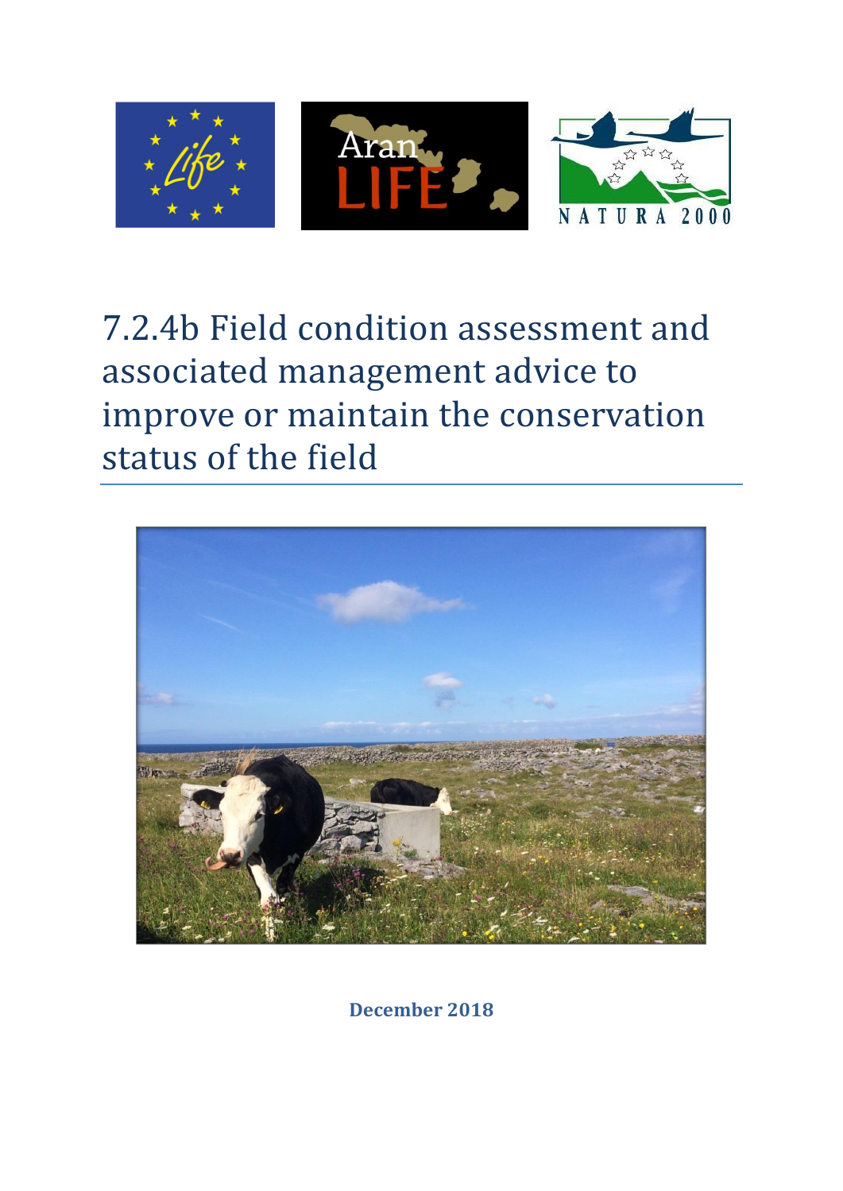# 7.2.4b Field condition assessment and associated management advice to improve or maintain the conservation status of the field

**December 2018**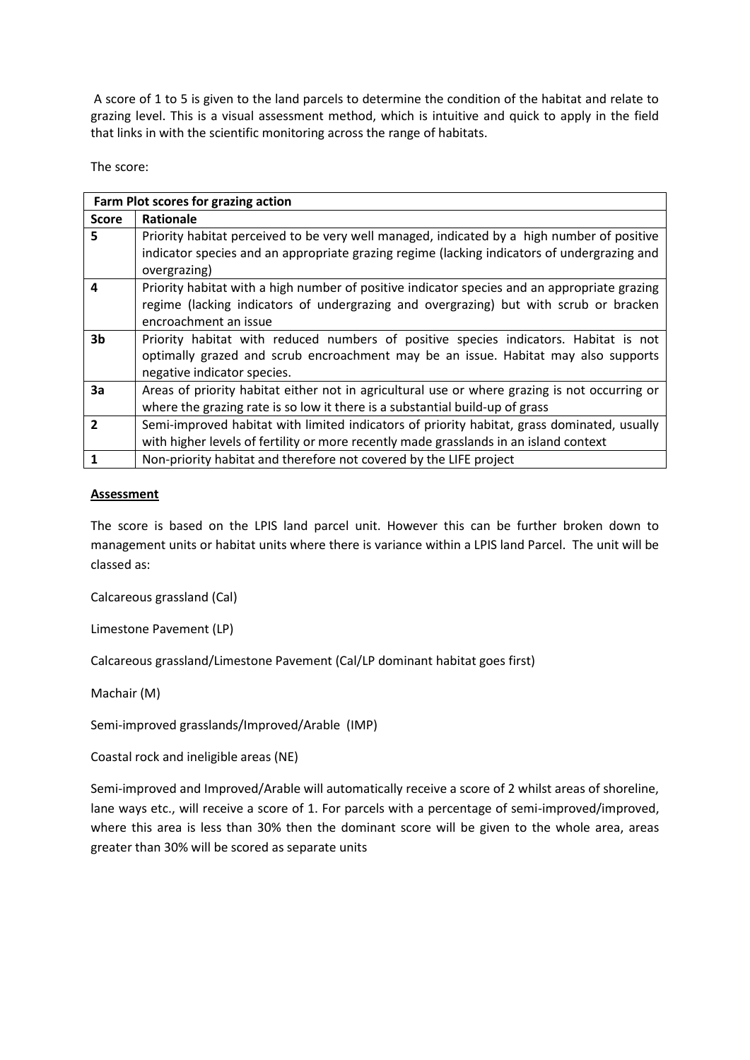A score of 1 to 5 is given to the land parcels to determine the condition of the habitat and relate to grazing level. This is a visual assessment method, which is intuitive and quick to apply in the field that links in with the scientific monitoring across the range of habitats.

The score:

| **Farm Plot scores for grazing action** | |
|---|---|
| **Score** | **Rationale** |
| **5** | Priority habitat perceived to be very well managed, indicated by a high number of positive indicator species and an appropriate grazing regime (lacking indicators of undergrazing and overgrazing) |
| **4** | Priority habitat with a high number of positive indicator species and an appropriate grazing regime (lacking indicators of undergrazing and overgrazing) but with scrub or bracken encroachment an issue |
| **3b** | Priority habitat with reduced numbers of positive species indicators. Habitat is not optimally grazed and scrub encroachment may be an issue. Habitat may also supports negative indicator species. |
| **3a** | Areas of priority habitat either not in agricultural use or where grazing is not occurring or where the grazing rate is so low it there is a substantial build-up of grass |
| **2** | Semi-improved habitat with limited indicators of priority habitat, grass dominated, usually with higher levels of fertility or more recently made grasslands in an island context |
| **1** | Non-priority habitat and therefore not covered by the LIFE project |

**<u>Assessment</u>**

The score is based on the LPIS land parcel unit. However this can be further broken down to management units or habitat units where there is variance within a LPIS land Parcel. The unit will be classed as:

Calcareous grassland (Cal)

Limestone Pavement (LP)

Calcareous grassland/Limestone Pavement (Cal/LP dominant habitat goes first)

Machair (M)

Semi-improved grasslands/Improved/Arable (IMP)

Coastal rock and ineligible areas (NE)

Semi-improved and Improved/Arable will automatically receive a score of 2 whilst areas of shoreline, lane ways etc., will receive a score of 1. For parcels with a percentage of semi-improved/improved, where this area is less than 30% then the dominant score will be given to the whole area, areas greater than 30% will be scored as separate units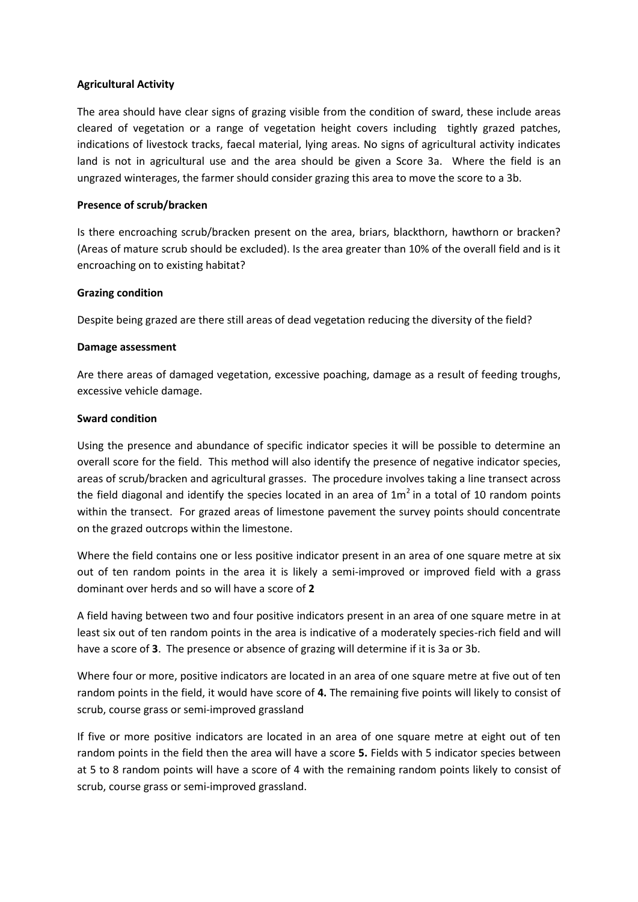**Agricultural Activity**

The area should have clear signs of grazing visible from the condition of sward, these include areas cleared of vegetation or a range of vegetation height covers including tightly grazed patches, indications of livestock tracks, faecal material, lying areas. No signs of agricultural activity indicates land is not in agricultural use and the area should be given a Score 3a. Where the field is an ungrazed winterages, the farmer should consider grazing this area to move the score to a 3b.

**Presence of scrub/bracken**

Is there encroaching scrub/bracken present on the area, briars, blackthorn, hawthorn or bracken? (Areas of mature scrub should be excluded). Is the area greater than 10% of the overall field and is it encroaching on to existing habitat?

**Grazing condition**

Despite being grazed are there still areas of dead vegetation reducing the diversity of the field?

**Damage assessment**

Are there areas of damaged vegetation, excessive poaching, damage as a result of feeding troughs, excessive vehicle damage.

**Sward condition**

Using the presence and abundance of specific indicator species it will be possible to determine an overall score for the field. This method will also identify the presence of negative indicator species, areas of scrub/bracken and agricultural grasses. The procedure involves taking a line transect across the field diagonal and identify the species located in an area of $1m^2$ in a total of 10 random points within the transect. For grazed areas of limestone pavement the survey points should concentrate on the grazed outcrops within the limestone.

Where the field contains one or less positive indicator present in an area of one square metre at six out of ten random points in the area it is likely a semi-improved or improved field with a grass dominant over herds and so will have a score of **2**

A field having between two and four positive indicators present in an area of one square metre in at least six out of ten random points in the area is indicative of a moderately species-rich field and will have a score of **3**. The presence or absence of grazing will determine if it is 3a or 3b.

Where four or more, positive indicators are located in an area of one square metre at five out of ten random points in the field, it would have score of **4.** The remaining five points will likely to consist of scrub, course grass or semi-improved grassland

If five or more positive indicators are located in an area of one square metre at eight out of ten random points in the field then the area will have a score **5.** Fields with 5 indicator species between at 5 to 8 random points will have a score of 4 with the remaining random points likely to consist of scrub, course grass or semi-improved grassland.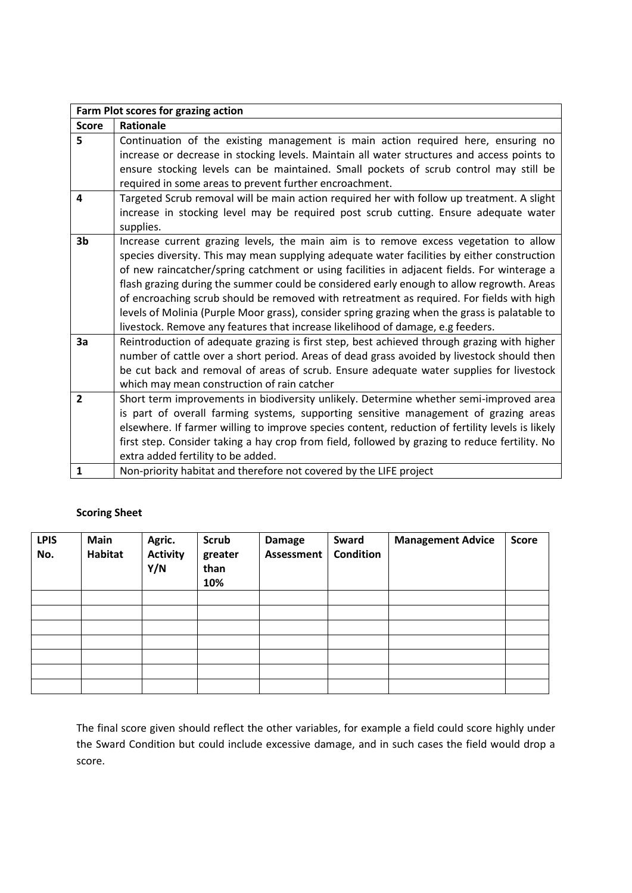| Farm Plot scores for grazing action | |
|---|---|
| **Score** | **Rationale** |
| **5** | Continuation of the existing management is main action required here, ensuring no increase or decrease in stocking levels. Maintain all water structures and access points to ensure stocking levels can be maintained. Small pockets of scrub control may still be required in some areas to prevent further encroachment. |
| **4** | Targeted Scrub removal will be main action required her with follow up treatment. A slight increase in stocking level may be required post scrub cutting. Ensure adequate water supplies. |
| **3b** | Increase current grazing levels, the main aim is to remove excess vegetation to allow species diversity. This may mean supplying adequate water facilities by either construction of new raincatcher/spring catchment or using facilities in adjacent fields. For winterage a flash grazing during the summer could be considered early enough to allow regrowth. Areas of encroaching scrub should be removed with retreatment as required. For fields with high levels of Molinia (Purple Moor grass), consider spring grazing when the grass is palatable to livestock. Remove any features that increase likelihood of damage, e.g feeders. |
| **3a** | Reintroduction of adequate grazing is first step, best achieved through grazing with higher number of cattle over a short period. Areas of dead grass avoided by livestock should then be cut back and removal of areas of scrub. Ensure adequate water supplies for livestock which may mean construction of rain catcher |
| **2** | Short term improvements in biodiversity unlikely. Determine whether semi-improved area is part of overall farming systems, supporting sensitive management of grazing areas elsewhere. If farmer willing to improve species content, reduction of fertility levels is likely first step. Consider taking a hay crop from field, followed by grazing to reduce fertility. No extra added fertility to be added. |
| **1** | Non-priority habitat and therefore not covered by the LIFE project |

**Scoring Sheet**

| LPIS No. | Main Habitat | Agric. Activity Y/N | Scrub greater than 10% | Damage Assessment | Sward Condition | Management Advice | Score |
|---|---|---|---|---|---|---|---|
| | | | | | | | |
| | | | | | | | |
| | | | | | | | |
| | | | | | | | |
| | | | | | | | |
| | | | | | | | |
| | | | | | | | |

The final score given should reflect the other variables, for example a field could score highly under the Sward Condition but could include excessive damage, and in such cases the field would drop a score.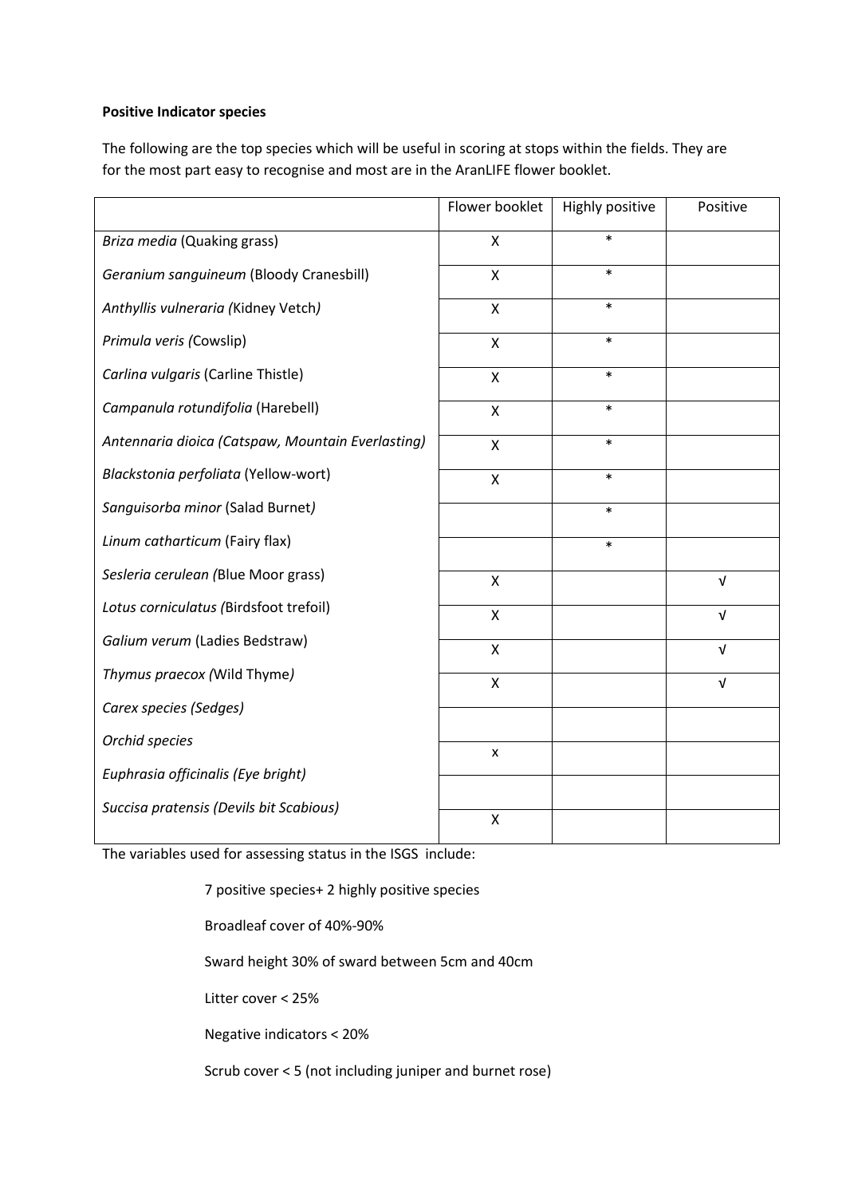**Positive Indicator species**

The following are the top species which will be useful in scoring at stops within the fields. They are for the most part easy to recognise and most are in the AranLIFE flower booklet.

| | Flower booklet | Highly positive | Positive |
|---|---|---|---|
| *Briza media* (Quaking grass) | X | * | |
| *Geranium sanguineum* (Bloody Cranesbill) | X | * | |
| *Anthyllis vulneraria (*Kidney Vetch*)* | X | * | |
| *Primula veris (*Cowslip) | X | * | |
| *Carlina vulgaris* (Carline Thistle) | X | * | |
| *Campanula rotundifolia* (Harebell) | X | * | |
| *Antennaria dioica (Catspaw, Mountain Everlasting)* | X | * | |
| *Blackstonia perfoliata* (Yellow-wort) | X | * | |
| *Sanguisorba minor* (Salad Burnet*)* | | * | |
| *Linum catharticum* (Fairy flax) | | * | |
| *Sesleria cerulean (*Blue Moor grass) | X | | √ |
| *Lotus corniculatus (*Birdsfoot trefoil) | X | | √ |
| *Galium verum* (Ladies Bedstraw) | X | | √ |
| *Thymus praecox (*Wild Thyme*)* | X | | √ |
| *Carex species (Sedges)* | | | |
| *Orchid species* | x | | |
| *Euphrasia officinalis (Eye bright)* | | | |
| *Succisa pratensis (Devils bit Scabious)* | X | | |

The variables used for assessing status in the ISGS include:

7 positive species+ 2 highly positive species

Broadleaf cover of 40%-90%

Sward height 30% of sward between 5cm and 40cm

Litter cover < 25%

Negative indicators < 20%

Scrub cover < 5 (not including juniper and burnet rose)